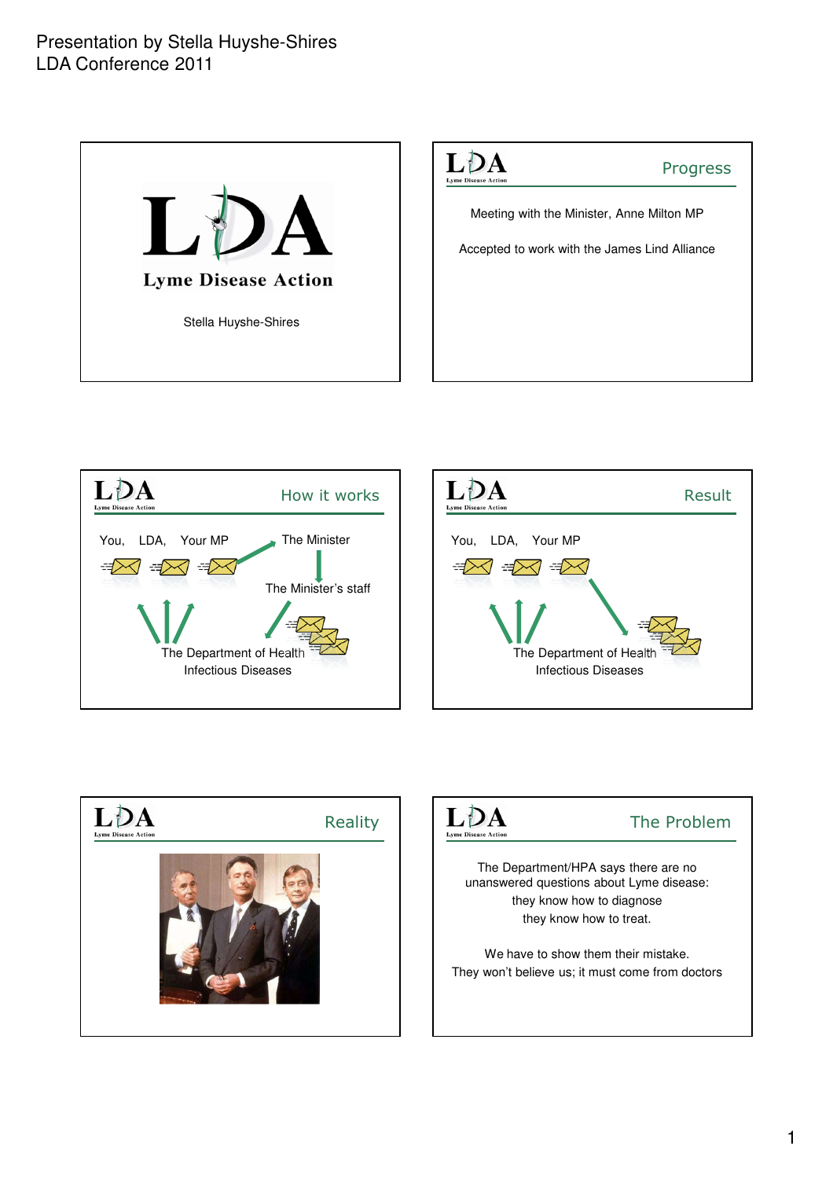Presentation by Stella Huyshe-Shires
LDA Conference 2011

## Lyme Disease Action

Stella Huyshe-Shires

## Progress

Meeting with the Minister, Anne Milton MP

Accepted to work with the James Lind Alliance

## How it works

You, LDA, Your MP

The Minister

The Minister's staff

The Department of Health
Infectious Diseases

## Result

You, LDA, Your MP

The Department of Health
Infectious Diseases

## Reality

## The Problem

The Department/HPA says there are no unanswered questions about Lyme disease:
they know how to diagnose
they know how to treat.

We have to show them their mistake.
They won't believe us; it must come from doctors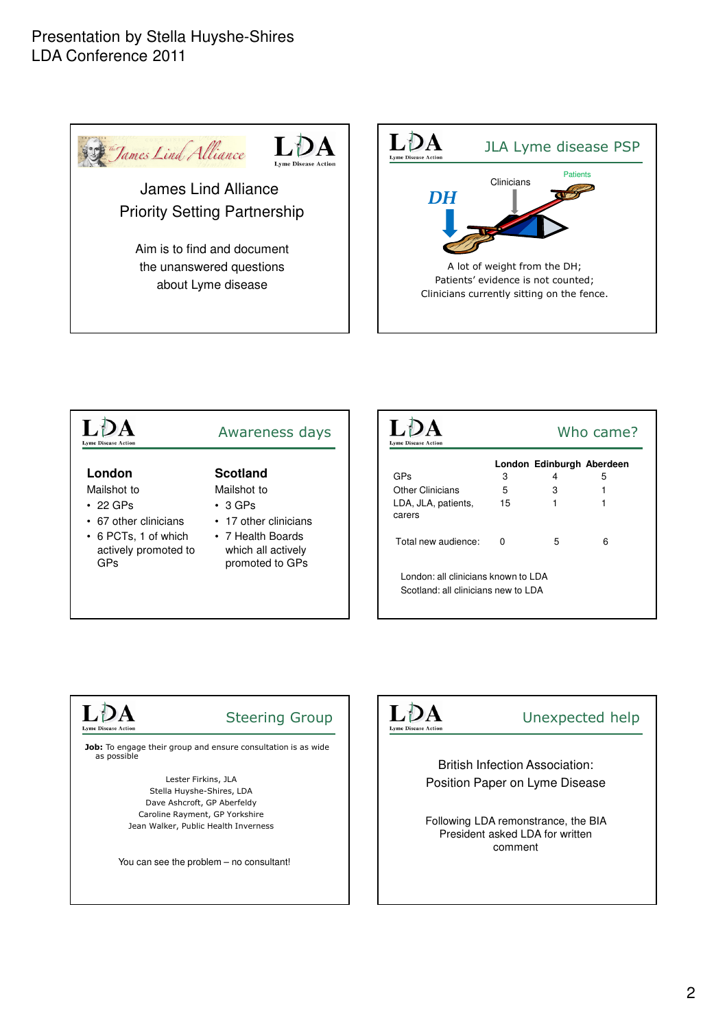Presentation by Stella Huyshe-Shires
LDA Conference 2011

## James Lind Alliance Priority Setting Partnership

Aim is to find and document the unanswered questions about Lyme disease

## JLA Lyme disease PSP

DH

Clinicians

Patients

A lot of weight from the DH;
Patients' evidence is not counted;
Clinicians currently sitting on the fence.

## Awareness days

**London**

Mailshot to

- 22 GPs
- 67 other clinicians
- 6 PCTs, 1 of which actively promoted to GPs

**Scotland**

Mailshot to

- 3 GPs
- 17 other clinicians
- 7 Health Boards which all actively promoted to GPs

## Who came?

| | London | Edinburgh | Aberdeen |
|---|---|---|---|
| GPs | 3 | 4 | 5 |
| Other Clinicians | 5 | 3 | 1 |
| LDA, JLA, patients, carers | 15 | 1 | 1 |
| Total new audience: | 0 | 5 | 6 |

London: all clinicians known to LDA
Scotland: all clinicians new to LDA

## Steering Group

**Job:** To engage their group and ensure consultation is as wide as possible

Lester Firkins, JLA
Stella Huyshe-Shires, LDA
Dave Ashcroft, GP Aberfeldy
Caroline Rayment, GP Yorkshire
Jean Walker, Public Health Inverness

You can see the problem – no consultant!

## Unexpected help

British Infection Association: Position Paper on Lyme Disease

Following LDA remonstrance, the BIA President asked LDA for written comment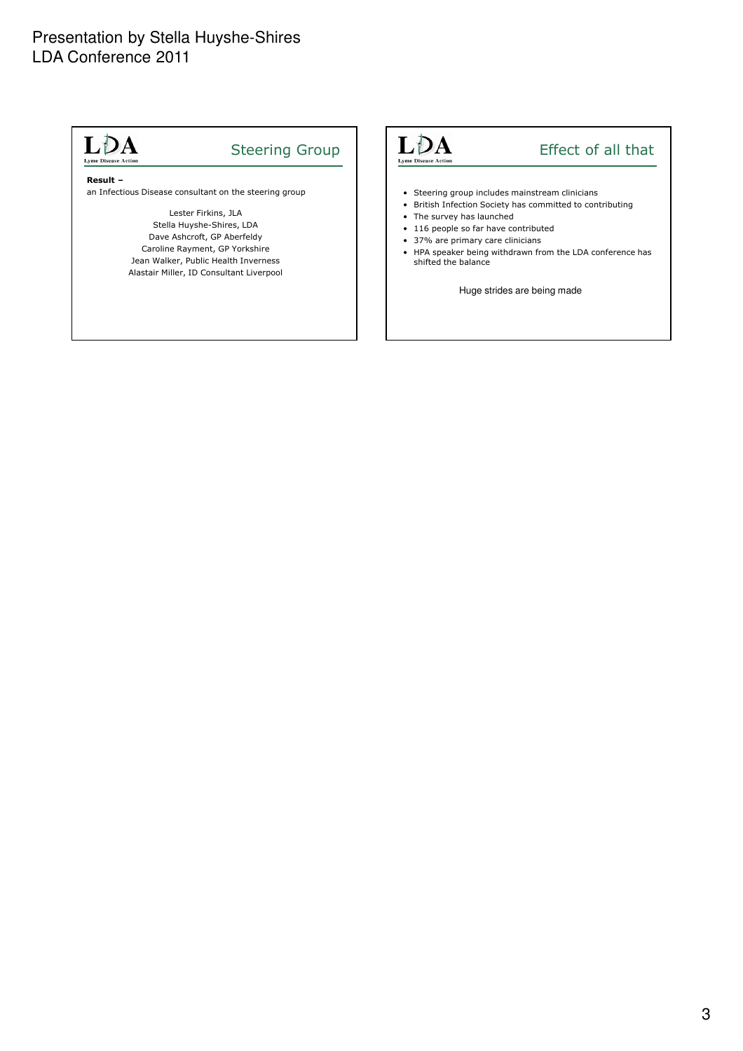## Steering Group

**Result –**
an Infectious Disease consultant on the steering group

Lester Firkins, JLA
Stella Huyshe-Shires, LDA
Dave Ashcroft, GP Aberfeldy
Caroline Rayment, GP Yorkshire
Jean Walker, Public Health Inverness
Alastair Miller, ID Consultant Liverpool

## Effect of all that

- Steering group includes mainstream clinicians
- British Infection Society has committed to contributing
- The survey has launched
- 116 people so far have contributed
- 37% are primary care clinicians
- HPA speaker being withdrawn from the LDA conference has shifted the balance

Huge strides are being made